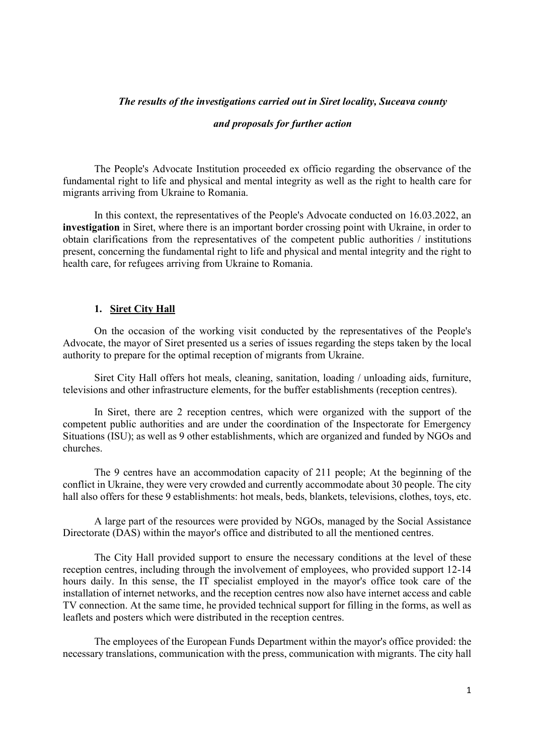***The results of the investigations carried out in Siret locality, Suceava county***

***and proposals for further action***

The People's Advocate Institution proceeded ex officio regarding the observance of the fundamental right to life and physical and mental integrity as well as the right to health care for migrants arriving from Ukraine to Romania.

In this context, the representatives of the People's Advocate conducted on 16.03.2022, an **investigation** in Siret, where there is an important border crossing point with Ukraine, in order to obtain clarifications from the representatives of the competent public authorities / institutions present, concerning the fundamental right to life and physical and mental integrity and the right to health care, for refugees arriving from Ukraine to Romania.

## 1. Siret City Hall

On the occasion of the working visit conducted by the representatives of the People's Advocate, the mayor of Siret presented us a series of issues regarding the steps taken by the local authority to prepare for the optimal reception of migrants from Ukraine.

Siret City Hall offers hot meals, cleaning, sanitation, loading / unloading aids, furniture, televisions and other infrastructure elements, for the buffer establishments (reception centres).

In Siret, there are 2 reception centres, which were organized with the support of the competent public authorities and are under the coordination of the Inspectorate for Emergency Situations (ISU); as well as 9 other establishments, which are organized and funded by NGOs and churches.

The 9 centres have an accommodation capacity of 211 people; At the beginning of the conflict in Ukraine, they were very crowded and currently accommodate about 30 people. The city hall also offers for these 9 establishments: hot meals, beds, blankets, televisions, clothes, toys, etc.

A large part of the resources were provided by NGOs, managed by the Social Assistance Directorate (DAS) within the mayor's office and distributed to all the mentioned centres.

The City Hall provided support to ensure the necessary conditions at the level of these reception centres, including through the involvement of employees, who provided support 12-14 hours daily. In this sense, the IT specialist employed in the mayor's office took care of the installation of internet networks, and the reception centres now also have internet access and cable TV connection. At the same time, he provided technical support for filling in the forms, as well as leaflets and posters which were distributed in the reception centres.

The employees of the European Funds Department within the mayor's office provided: the necessary translations, communication with the press, communication with migrants. The city hall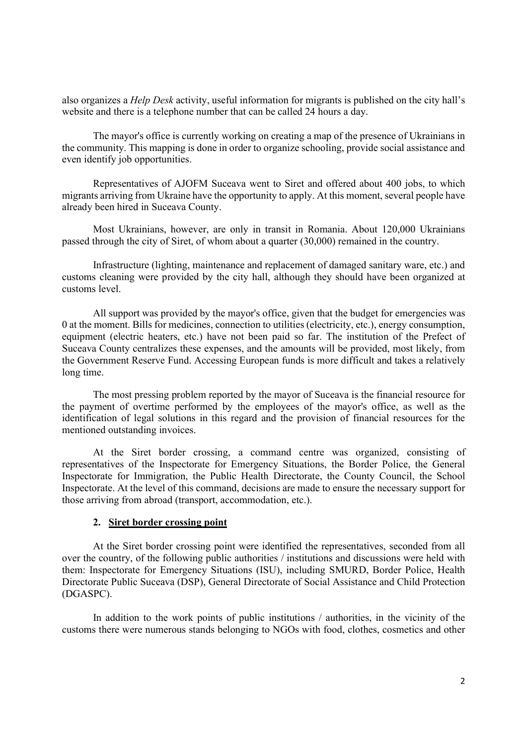also organizes a *Help Desk* activity, useful information for migrants is published on the city hall's website and there is a telephone number that can be called 24 hours a day.

The mayor's office is currently working on creating a map of the presence of Ukrainians in the community. This mapping is done in order to organize schooling, provide social assistance and even identify job opportunities.

Representatives of AJOFM Suceava went to Siret and offered about 400 jobs, to which migrants arriving from Ukraine have the opportunity to apply. At this moment, several people have already been hired in Suceava County.

Most Ukrainians, however, are only in transit in Romania. About 120,000 Ukrainians passed through the city of Siret, of whom about a quarter (30,000) remained in the country.

Infrastructure (lighting, maintenance and replacement of damaged sanitary ware, etc.) and customs cleaning were provided by the city hall, although they should have been organized at customs level.

All support was provided by the mayor's office, given that the budget for emergencies was 0 at the moment. Bills for medicines, connection to utilities (electricity, etc.), energy consumption, equipment (electric heaters, etc.) have not been paid so far. The institution of the Prefect of Suceava County centralizes these expenses, and the amounts will be provided, most likely, from the Government Reserve Fund. Accessing European funds is more difficult and takes a relatively long time.

The most pressing problem reported by the mayor of Suceava is the financial resource for the payment of overtime performed by the employees of the mayor's office, as well as the identification of legal solutions in this regard and the provision of financial resources for the mentioned outstanding invoices.

At the Siret border crossing, a command centre was organized, consisting of representatives of the Inspectorate for Emergency Situations, the Border Police, the General Inspectorate for Immigration, the Public Health Directorate, the County Council, the School Inspectorate. At the level of this command, decisions are made to ensure the necessary support for those arriving from abroad (transport, accommodation, etc.).

## 2. Siret border crossing point

At the Siret border crossing point were identified the representatives, seconded from all over the country, of the following public authorities / institutions and discussions were held with them: Inspectorate for Emergency Situations (ISU), including SMURD, Border Police, Health Directorate Public Suceava (DSP), General Directorate of Social Assistance and Child Protection (DGASPC).

In addition to the work points of public institutions / authorities, in the vicinity of the customs there were numerous stands belonging to NGOs with food, clothes, cosmetics and other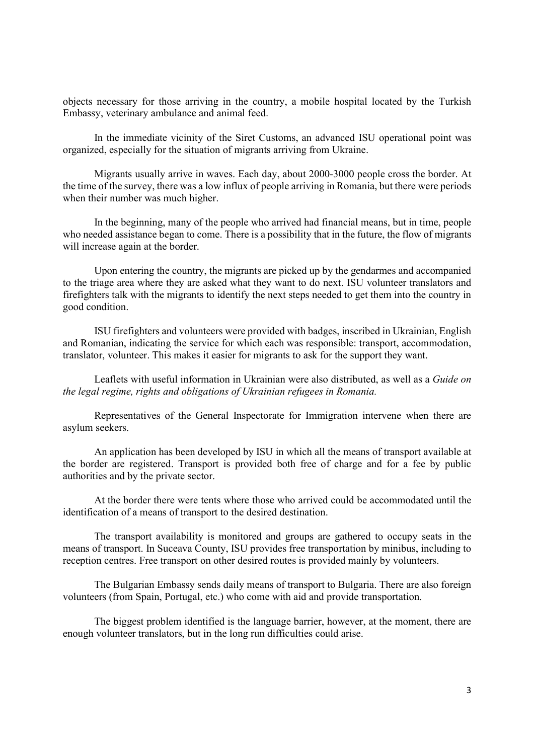objects necessary for those arriving in the country, a mobile hospital located by the Turkish Embassy, veterinary ambulance and animal feed.

In the immediate vicinity of the Siret Customs, an advanced ISU operational point was organized, especially for the situation of migrants arriving from Ukraine.

Migrants usually arrive in waves. Each day, about 2000-3000 people cross the border. At the time of the survey, there was a low influx of people arriving in Romania, but there were periods when their number was much higher.

In the beginning, many of the people who arrived had financial means, but in time, people who needed assistance began to come. There is a possibility that in the future, the flow of migrants will increase again at the border.

Upon entering the country, the migrants are picked up by the gendarmes and accompanied to the triage area where they are asked what they want to do next. ISU volunteer translators and firefighters talk with the migrants to identify the next steps needed to get them into the country in good condition.

ISU firefighters and volunteers were provided with badges, inscribed in Ukrainian, English and Romanian, indicating the service for which each was responsible: transport, accommodation, translator, volunteer. This makes it easier for migrants to ask for the support they want.

Leaflets with useful information in Ukrainian were also distributed, as well as a *Guide on the legal regime, rights and obligations of Ukrainian refugees in Romania.*

Representatives of the General Inspectorate for Immigration intervene when there are asylum seekers.

An application has been developed by ISU in which all the means of transport available at the border are registered. Transport is provided both free of charge and for a fee by public authorities and by the private sector.

At the border there were tents where those who arrived could be accommodated until the identification of a means of transport to the desired destination.

The transport availability is monitored and groups are gathered to occupy seats in the means of transport. In Suceava County, ISU provides free transportation by minibus, including to reception centres. Free transport on other desired routes is provided mainly by volunteers.

The Bulgarian Embassy sends daily means of transport to Bulgaria. There are also foreign volunteers (from Spain, Portugal, etc.) who come with aid and provide transportation.

The biggest problem identified is the language barrier, however, at the moment, there are enough volunteer translators, but in the long run difficulties could arise.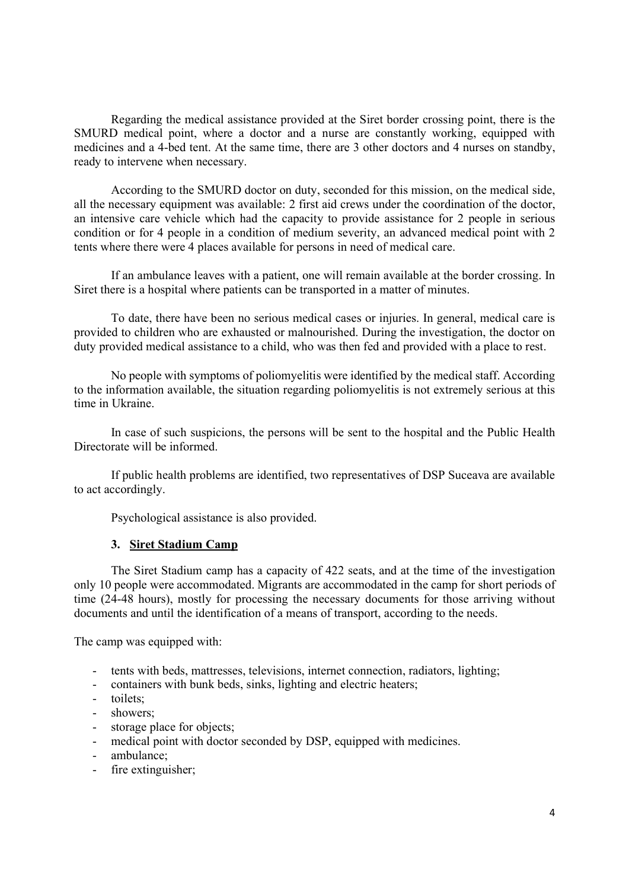Regarding the medical assistance provided at the Siret border crossing point, there is the SMURD medical point, where a doctor and a nurse are constantly working, equipped with medicines and a 4-bed tent. At the same time, there are 3 other doctors and 4 nurses on standby, ready to intervene when necessary.

According to the SMURD doctor on duty, seconded for this mission, on the medical side, all the necessary equipment was available: 2 first aid crews under the coordination of the doctor, an intensive care vehicle which had the capacity to provide assistance for 2 people in serious condition or for 4 people in a condition of medium severity, an advanced medical point with 2 tents where there were 4 places available for persons in need of medical care.

If an ambulance leaves with a patient, one will remain available at the border crossing. In Siret there is a hospital where patients can be transported in a matter of minutes.

To date, there have been no serious medical cases or injuries. In general, medical care is provided to children who are exhausted or malnourished. During the investigation, the doctor on duty provided medical assistance to a child, who was then fed and provided with a place to rest.

No people with symptoms of poliomyelitis were identified by the medical staff. According to the information available, the situation regarding poliomyelitis is not extremely serious at this time in Ukraine.

In case of such suspicions, the persons will be sent to the hospital and the Public Health Directorate will be informed.

If public health problems are identified, two representatives of DSP Suceava are available to act accordingly.

Psychological assistance is also provided.

### 3. <u>Siret Stadium Camp</u>

The Siret Stadium camp has a capacity of 422 seats, and at the time of the investigation only 10 people were accommodated. Migrants are accommodated in the camp for short periods of time (24-48 hours), mostly for processing the necessary documents for those arriving without documents and until the identification of a means of transport, according to the needs.

The camp was equipped with:

- tents with beds, mattresses, televisions, internet connection, radiators, lighting;
- containers with bunk beds, sinks, lighting and electric heaters;
- toilets;
- showers;
- storage place for objects;
- medical point with doctor seconded by DSP, equipped with medicines.
- ambulance;
- fire extinguisher;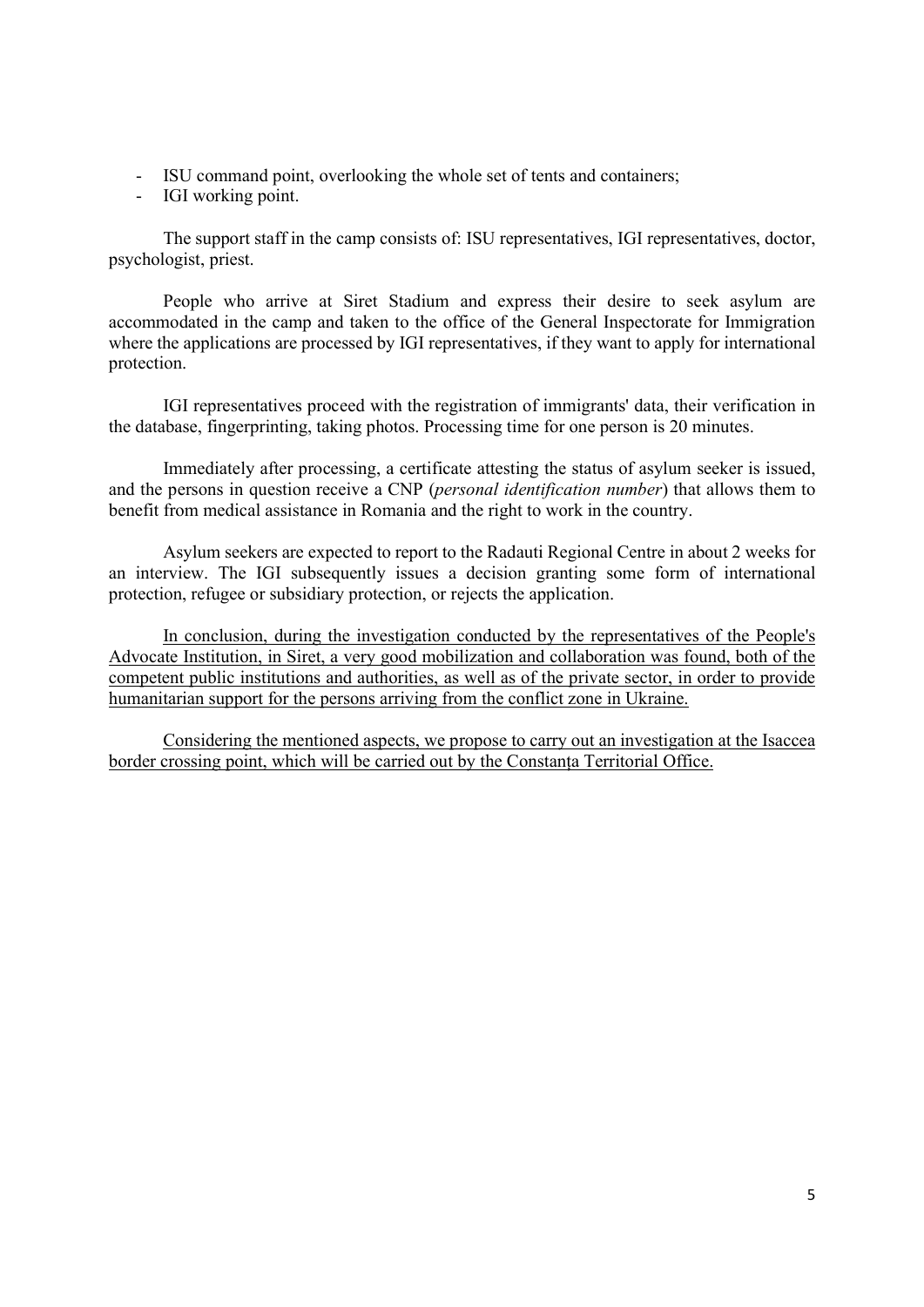- ISU command point, overlooking the whole set of tents and containers;
- IGI working point.

The support staff in the camp consists of: ISU representatives, IGI representatives, doctor, psychologist, priest.

People who arrive at Siret Stadium and express their desire to seek asylum are accommodated in the camp and taken to the office of the General Inspectorate for Immigration where the applications are processed by IGI representatives, if they want to apply for international protection.

IGI representatives proceed with the registration of immigrants' data, their verification in the database, fingerprinting, taking photos. Processing time for one person is 20 minutes.

Immediately after processing, a certificate attesting the status of asylum seeker is issued, and the persons in question receive a CNP (*personal identification number*) that allows them to benefit from medical assistance in Romania and the right to work in the country.

Asylum seekers are expected to report to the Radauti Regional Centre in about 2 weeks for an interview. The IGI subsequently issues a decision granting some form of international protection, refugee or subsidiary protection, or rejects the application.

In conclusion, during the investigation conducted by the representatives of the People's Advocate Institution, in Siret, a very good mobilization and collaboration was found, both of the competent public institutions and authorities, as well as of the private sector, in order to provide humanitarian support for the persons arriving from the conflict zone in Ukraine.

Considering the mentioned aspects, we propose to carry out an investigation at the Isaccea border crossing point, which will be carried out by the Constanța Territorial Office.